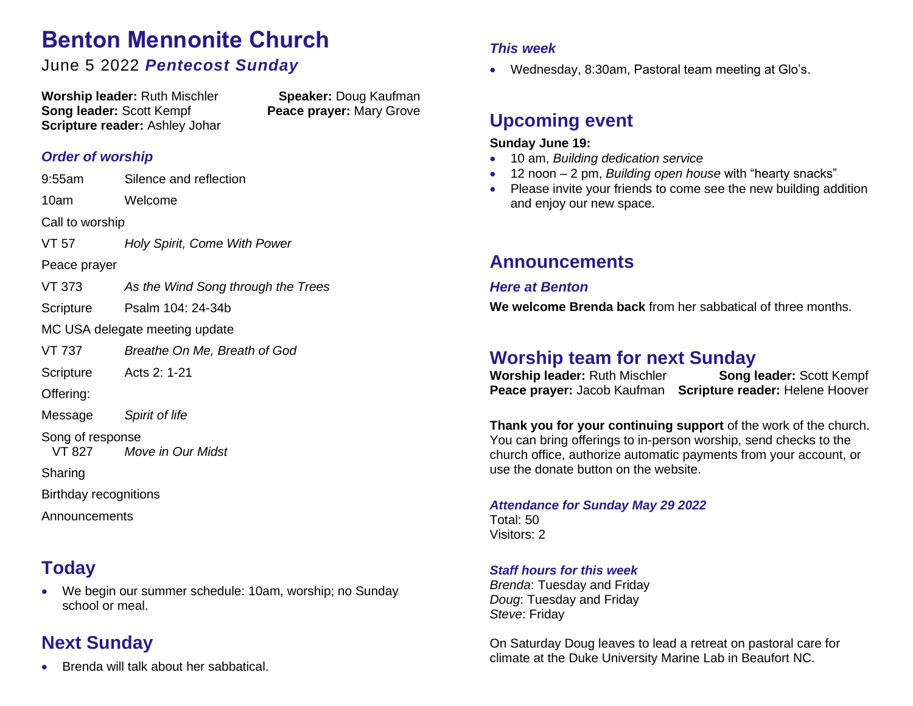# Benton Mennonite Church

June 5 2022 ***Pentecost Sunday***

**Worship leader:** Ruth Mischler
**Song leader:** Scott Kempf
**Scripture reader:** Ashley Johar
**Speaker:** Doug Kaufman
**Peace prayer:** Mary Grove

### *Order of worship*

9:55am Silence and reflection

10am Welcome

Call to worship

VT 57 *Holy Spirit, Come With Power*

Peace prayer

VT 373 *As the Wind Song through the Trees*

Scripture Psalm 104: 24-34b

MC USA delegate meeting update

VT 737 *Breathe On Me, Breath of God*

Scripture Acts 2: 1-21

Offering:

Message *Spirit of life*

Song of response
VT 827 *Move in Our Midst*

Sharing

Birthday recognitions

Announcements

## Today

- We begin our summer schedule: 10am, worship; no Sunday school or meal.

## Next Sunday

- Brenda will talk about her sabbatical.

### *This week*

- Wednesday, 8:30am, Pastoral team meeting at Glo's.

## Upcoming event

**Sunday June 19:**

- 10 am, *Building dedication service*
- 12 noon – 2 pm, *Building open house* with "hearty snacks"
- Please invite your friends to come see the new building addition and enjoy our new space.

## Announcements

### *Here at Benton*

**We welcome Brenda back** from her sabbatical of three months.

## Worship team for next Sunday

**Worship leader:** Ruth Mischler
**Song leader:** Scott Kempf
**Peace prayer:** Jacob Kaufman
**Scripture reader:** Helene Hoover

**Thank you for your continuing support** of the work of the church. You can bring offerings to in-person worship, send checks to the church office, authorize automatic payments from your account, or use the donate button on the website.

### *Attendance for Sunday May 29 2022*

Total: 50
Visitors: 2

### *Staff hours for this week*

*Brenda*: Tuesday and Friday
*Doug*: Tuesday and Friday
*Steve*: Friday

On Saturday Doug leaves to lead a retreat on pastoral care for climate at the Duke University Marine Lab in Beaufort NC.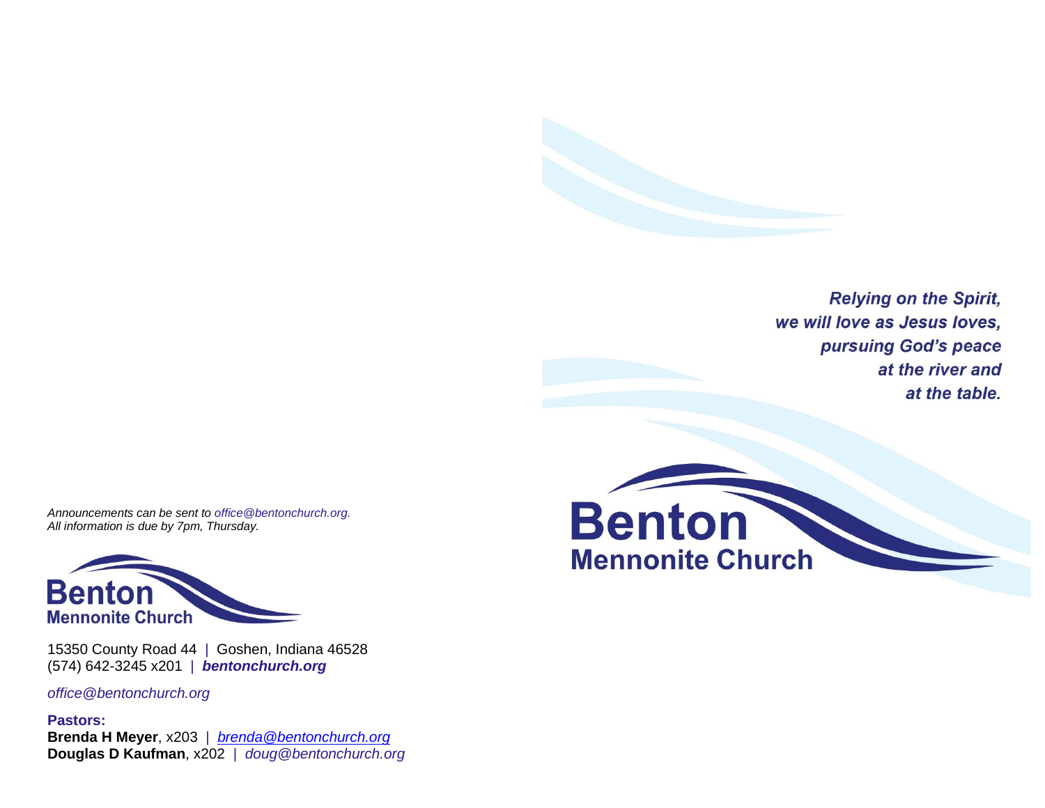*Announcements can be sent to office@bentonchurch.org.*
*All information is due by 7pm, Thursday.*

**Benton**
**Mennonite Church**

15350 County Road 44 | Goshen, Indiana 46528
(574) 642-3245 x201 | ***bentonchurch.org***

*office@bentonchurch.org*

**Pastors:**
**Brenda H Meyer**, x203 | *brenda@bentonchurch.org*
**Douglas D Kaufman**, x202 | *doug@bentonchurch.org*

***Relying on the Spirit,***
***we will love as Jesus loves,***
***pursuing God's peace***
***at the river and***
***at the table.***

# Benton
## Mennonite Church